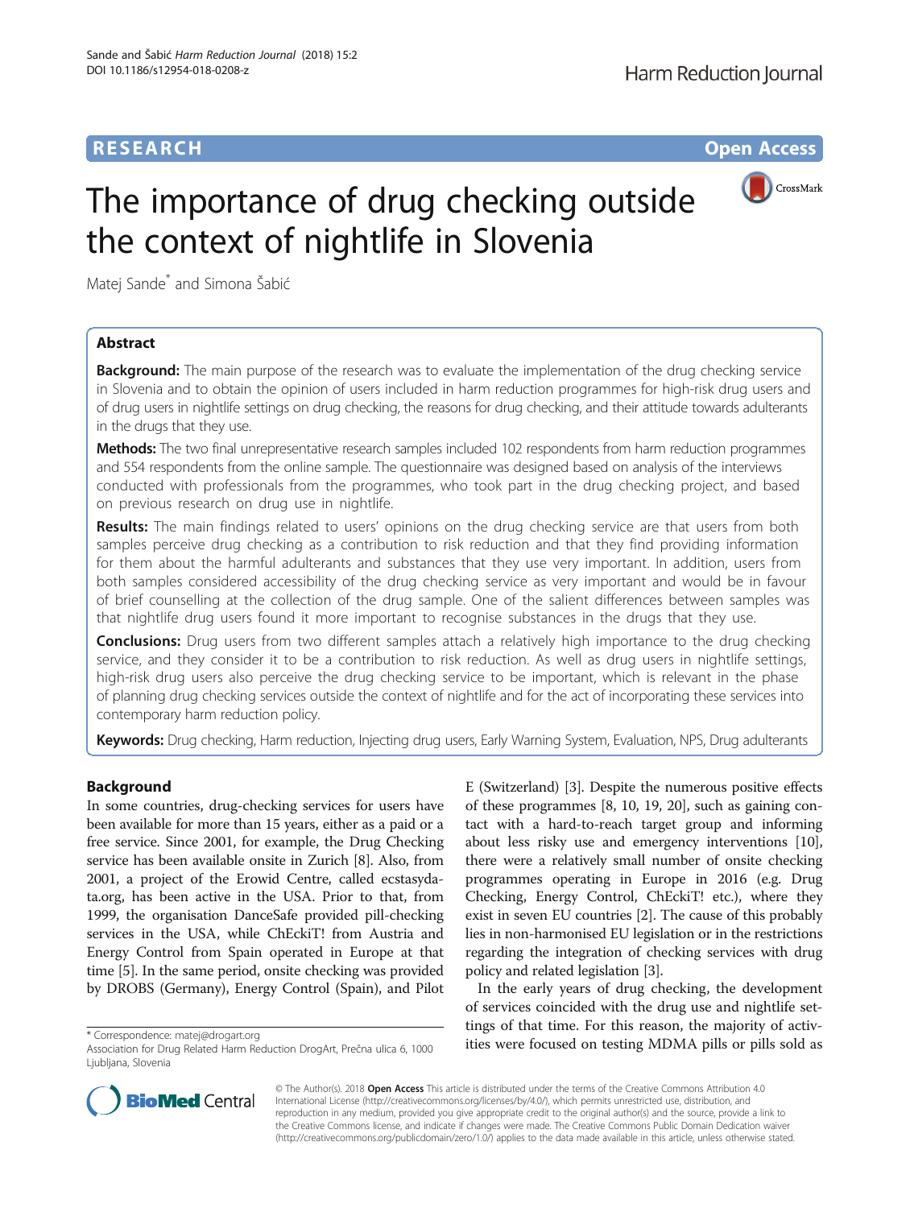RESEARCH

Open Access

# The importance of drug checking outside the context of nightlife in Slovenia

Matej Sande* and Simona Šabić

## Abstract

**Background:** The main purpose of the research was to evaluate the implementation of the drug checking service in Slovenia and to obtain the opinion of users included in harm reduction programmes for high-risk drug users and of drug users in nightlife settings on drug checking, the reasons for drug checking, and their attitude towards adulterants in the drugs that they use.

**Methods:** The two final unrepresentative research samples included 102 respondents from harm reduction programmes and 554 respondents from the online sample. The questionnaire was designed based on analysis of the interviews conducted with professionals from the programmes, who took part in the drug checking project, and based on previous research on drug use in nightlife.

**Results:** The main findings related to users' opinions on the drug checking service are that users from both samples perceive drug checking as a contribution to risk reduction and that they find providing information for them about the harmful adulterants and substances that they use very important. In addition, users from both samples considered accessibility of the drug checking service as very important and would be in favour of brief counselling at the collection of the drug sample. One of the salient differences between samples was that nightlife drug users found it more important to recognise substances in the drugs that they use.

**Conclusions:** Drug users from two different samples attach a relatively high importance to the drug checking service, and they consider it to be a contribution to risk reduction. As well as drug users in nightlife settings, high-risk drug users also perceive the drug checking service to be important, which is relevant in the phase of planning drug checking services outside the context of nightlife and for the act of incorporating these services into contemporary harm reduction policy.

**Keywords:** Drug checking, Harm reduction, Injecting drug users, Early Warning System, Evaluation, NPS, Drug adulterants

## Background

In some countries, drug-checking services for users have been available for more than 15 years, either as a paid or a free service. Since 2001, for example, the Drug Checking service has been available onsite in Zurich [8]. Also, from 2001, a project of the Erowid Centre, called ecstasydata.org, has been active in the USA. Prior to that, from 1999, the organisation DanceSafe provided pill-checking services in the USA, while ChEckiT! from Austria and Energy Control from Spain operated in Europe at that time [5]. In the same period, onsite checking was provided by DROBS (Germany), Energy Control (Spain), and Pilot E (Switzerland) [3]. Despite the numerous positive effects of these programmes [8, 10, 19, 20], such as gaining contact with a hard-to-reach target group and informing about less risky use and emergency interventions [10], there were a relatively small number of onsite checking programmes operating in Europe in 2016 (e.g. Drug Checking, Energy Control, ChEckiT! etc.), where they exist in seven EU countries [2]. The cause of this probably lies in non-harmonised EU legislation or in the restrictions regarding the integration of checking services with drug policy and related legislation [3].

In the early years of drug checking, the development of services coincided with the drug use and nightlife settings of that time. For this reason, the majority of activities were focused on testing MDMA pills or pills sold as

\* Correspondence: matej@drogart.org
Association for Drug Related Harm Reduction DrogArt, Prečna ulica 6, 1000 Ljubljana, Slovenia

© The Author(s). 2018 **Open Access** This article is distributed under the terms of the Creative Commons Attribution 4.0 International License (http://creativecommons.org/licenses/by/4.0/), which permits unrestricted use, distribution, and reproduction in any medium, provided you give appropriate credit to the original author(s) and the source, provide a link to the Creative Commons license, and indicate if changes were made. The Creative Commons Public Domain Dedication waiver (http://creativecommons.org/publicdomain/zero/1.0/) applies to the data made available in this article, unless otherwise stated.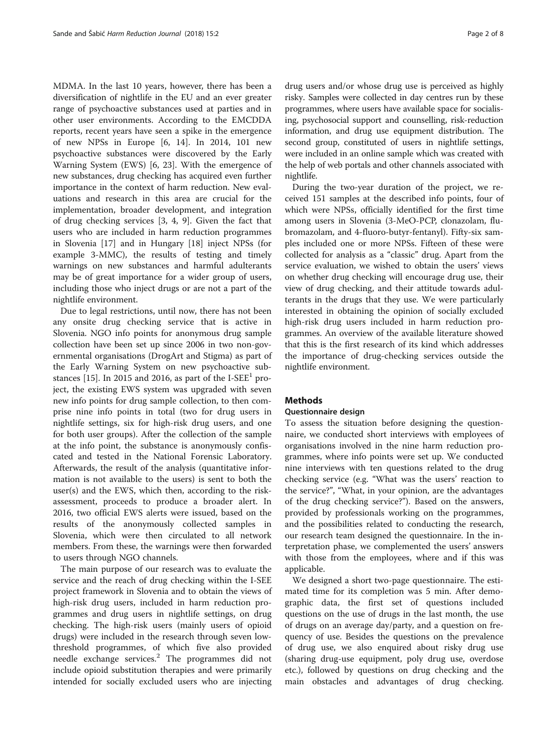MDMA. In the last 10 years, however, there has been a diversification of nightlife in the EU and an ever greater range of psychoactive substances used at parties and in other user environments. According to the EMCDDA reports, recent years have seen a spike in the emergence of new NPSs in Europe [6, 14]. In 2014, 101 new psychoactive substances were discovered by the Early Warning System (EWS) [6, 23]. With the emergence of new substances, drug checking has acquired even further importance in the context of harm reduction. New evaluations and research in this area are crucial for the implementation, broader development, and integration of drug checking services [3, 4, 9]. Given the fact that users who are included in harm reduction programmes in Slovenia [17] and in Hungary [18] inject NPSs (for example 3-MMC), the results of testing and timely warnings on new substances and harmful adulterants may be of great importance for a wider group of users, including those who inject drugs or are not a part of the nightlife environment.

Due to legal restrictions, until now, there has not been any onsite drug checking service that is active in Slovenia. NGO info points for anonymous drug sample collection have been set up since 2006 in two non-governmental organisations (DrogArt and Stigma) as part of the Early Warning System on new psychoactive substances [15]. In 2015 and 2016, as part of the I-SEE[1] project, the existing EWS system was upgraded with seven new info points for drug sample collection, to then comprise nine info points in total (two for drug users in nightlife settings, six for high-risk drug users, and one for both user groups). After the collection of the sample at the info point, the substance is anonymously confiscated and tested in the National Forensic Laboratory. Afterwards, the result of the analysis (quantitative information is not available to the users) is sent to both the user(s) and the EWS, which then, according to the risk-assessment, proceeds to produce a broader alert. In 2016, two official EWS alerts were issued, based on the results of the anonymously collected samples in Slovenia, which were then circulated to all network members. From these, the warnings were then forwarded to users through NGO channels.

The main purpose of our research was to evaluate the service and the reach of drug checking within the I-SEE project framework in Slovenia and to obtain the views of high-risk drug users, included in harm reduction programmes and drug users in nightlife settings, on drug checking. The high-risk users (mainly users of opioid drugs) were included in the research through seven low-threshold programmes, of which five also provided needle exchange services.[2] The programmes did not include opioid substitution therapies and were primarily intended for socially excluded users who are injecting drug users and/or whose drug use is perceived as highly risky. Samples were collected in day centres run by these programmes, where users have available space for socialising, psychosocial support and counselling, risk-reduction information, and drug use equipment distribution. The second group, constituted of users in nightlife settings, were included in an online sample which was created with the help of web portals and other channels associated with nightlife.

During the two-year duration of the project, we received 151 samples at the described info points, four of which were NPSs, officially identified for the first time among users in Slovenia (3-MeO-PCP, clonazolam, flubromazolam, and 4-fluoro-butyr-fentanyl). Fifty-six samples included one or more NPSs. Fifteen of these were collected for analysis as a "classic" drug. Apart from the service evaluation, we wished to obtain the users' views on whether drug checking will encourage drug use, their view of drug checking, and their attitude towards adulterants in the drugs that they use. We were particularly interested in obtaining the opinion of socially excluded high-risk drug users included in harm reduction programmes. An overview of the available literature showed that this is the first research of its kind which addresses the importance of drug-checking services outside the nightlife environment.

## Methods

### Questionnaire design

To assess the situation before designing the questionnaire, we conducted short interviews with employees of organisations involved in the nine harm reduction programmes, where info points were set up. We conducted nine interviews with ten questions related to the drug checking service (e.g. "What was the users' reaction to the service?", "What, in your opinion, are the advantages of the drug checking service?"). Based on the answers, provided by professionals working on the programmes, and the possibilities related to conducting the research, our research team designed the questionnaire. In the interpretation phase, we complemented the users' answers with those from the employees, where and if this was applicable.

We designed a short two-page questionnaire. The estimated time for its completion was 5 min. After demographic data, the first set of questions included questions on the use of drugs in the last month, the use of drugs on an average day/party, and a question on frequency of use. Besides the questions on the prevalence of drug use, we also enquired about risky drug use (sharing drug-use equipment, poly drug use, overdose etc.), followed by questions on drug checking and the main obstacles and advantages of drug checking.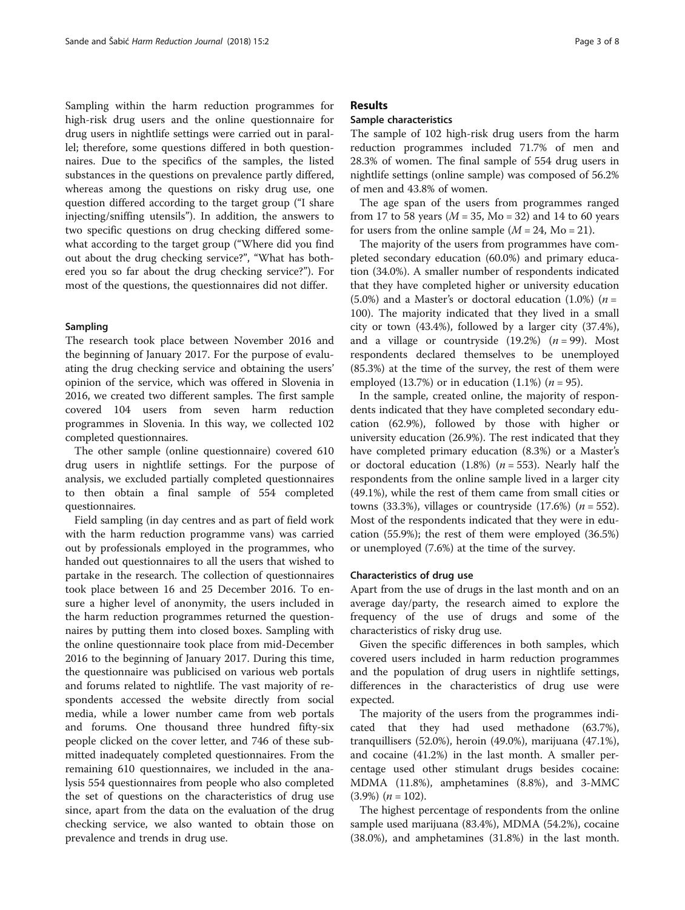Sampling within the harm reduction programmes for high-risk drug users and the online questionnaire for drug users in nightlife settings were carried out in parallel; therefore, some questions differed in both questionnaires. Due to the specifics of the samples, the listed substances in the questions on prevalence partly differed, whereas among the questions on risky drug use, one question differed according to the target group ("I share injecting/sniffing utensils"). In addition, the answers to two specific questions on drug checking differed somewhat according to the target group ("Where did you find out about the drug checking service?", "What has bothered you so far about the drug checking service?"). For most of the questions, the questionnaires did not differ.

### Sampling

The research took place between November 2016 and the beginning of January 2017. For the purpose of evaluating the drug checking service and obtaining the users' opinion of the service, which was offered in Slovenia in 2016, we created two different samples. The first sample covered 104 users from seven harm reduction programmes in Slovenia. In this way, we collected 102 completed questionnaires.

The other sample (online questionnaire) covered 610 drug users in nightlife settings. For the purpose of analysis, we excluded partially completed questionnaires to then obtain a final sample of 554 completed questionnaires.

Field sampling (in day centres and as part of field work with the harm reduction programme vans) was carried out by professionals employed in the programmes, who handed out questionnaires to all the users that wished to partake in the research. The collection of questionnaires took place between 16 and 25 December 2016. To ensure a higher level of anonymity, the users included in the harm reduction programmes returned the questionnaires by putting them into closed boxes. Sampling with the online questionnaire took place from mid-December 2016 to the beginning of January 2017. During this time, the questionnaire was publicised on various web portals and forums related to nightlife. The vast majority of respondents accessed the website directly from social media, while a lower number came from web portals and forums. One thousand three hundred fifty-six people clicked on the cover letter, and 746 of these submitted inadequately completed questionnaires. From the remaining 610 questionnaires, we included in the analysis 554 questionnaires from people who also completed the set of questions on the characteristics of drug use since, apart from the data on the evaluation of the drug checking service, we also wanted to obtain those on prevalence and trends in drug use.

## Results

### Sample characteristics

The sample of 102 high-risk drug users from the harm reduction programmes included 71.7% of men and 28.3% of women. The final sample of 554 drug users in nightlife settings (online sample) was composed of 56.2% of men and 43.8% of women.

The age span of the users from programmes ranged from 17 to 58 years ($M = 35$, Mo = 32) and 14 to 60 years for users from the online sample ($M = 24$, Mo = 21).

The majority of the users from programmes have completed secondary education (60.0%) and primary education (34.0%). A smaller number of respondents indicated that they have completed higher or university education (5.0%) and a Master's or doctoral education (1.0%) ($n = 100$). The majority indicated that they lived in a small city or town (43.4%), followed by a larger city (37.4%), and a village or countryside (19.2%) ($n = 99$). Most respondents declared themselves to be unemployed (85.3%) at the time of the survey, the rest of them were employed (13.7%) or in education (1.1%) ($n = 95$).

In the sample, created online, the majority of respondents indicated that they have completed secondary education (62.9%), followed by those with higher or university education (26.9%). The rest indicated that they have completed primary education (8.3%) or a Master's or doctoral education (1.8%) ($n = 553$). Nearly half the respondents from the online sample lived in a larger city (49.1%), while the rest of them came from small cities or towns (33.3%), villages or countryside (17.6%) ($n = 552$). Most of the respondents indicated that they were in education (55.9%); the rest of them were employed (36.5%) or unemployed (7.6%) at the time of the survey.

### Characteristics of drug use

Apart from the use of drugs in the last month and on an average day/party, the research aimed to explore the frequency of the use of drugs and some of the characteristics of risky drug use.

Given the specific differences in both samples, which covered users included in harm reduction programmes and the population of drug users in nightlife settings, differences in the characteristics of drug use were expected.

The majority of the users from the programmes indicated that they had used methadone (63.7%), tranquillisers (52.0%), heroin (49.0%), marijuana (47.1%), and cocaine (41.2%) in the last month. A smaller percentage used other stimulant drugs besides cocaine: MDMA (11.8%), amphetamines (8.8%), and 3-MMC (3.9%) ($n = 102$).

The highest percentage of respondents from the online sample used marijuana (83.4%), MDMA (54.2%), cocaine (38.0%), and amphetamines (31.8%) in the last month.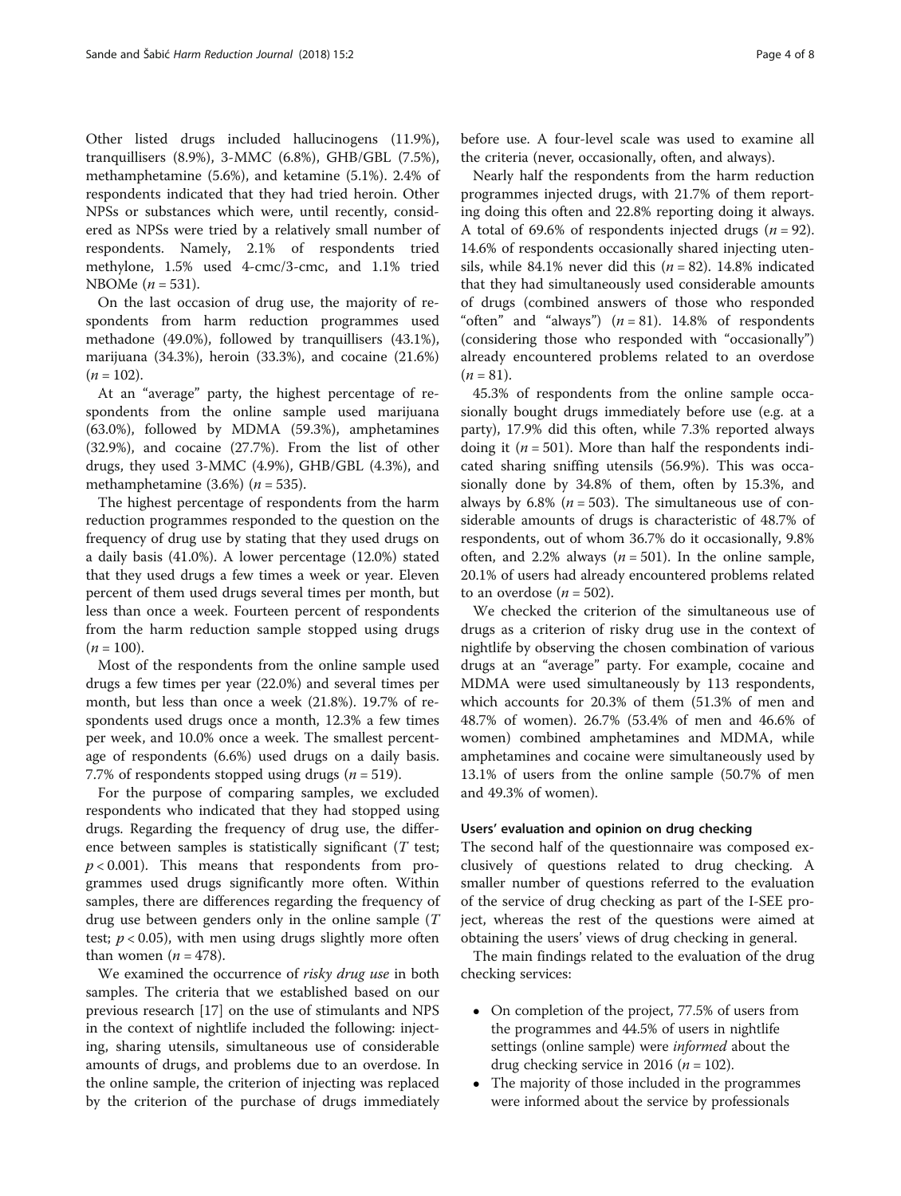Other listed drugs included hallucinogens (11.9%), tranquillisers (8.9%), 3-MMC (6.8%), GHB/GBL (7.5%), methamphetamine (5.6%), and ketamine (5.1%). 2.4% of respondents indicated that they had tried heroin. Other NPSs or substances which were, until recently, considered as NPSs were tried by a relatively small number of respondents. Namely, 2.1% of respondents tried methylone, 1.5% used 4-cmc/3-cmc, and 1.1% tried NBOMe ($n = 531$).

On the last occasion of drug use, the majority of respondents from harm reduction programmes used methadone (49.0%), followed by tranquillisers (43.1%), marijuana (34.3%), heroin (33.3%), and cocaine (21.6%) ($n = 102$).

At an "average" party, the highest percentage of respondents from the online sample used marijuana (63.0%), followed by MDMA (59.3%), amphetamines (32.9%), and cocaine (27.7%). From the list of other drugs, they used 3-MMC (4.9%), GHB/GBL (4.3%), and methamphetamine (3.6%) ($n = 535$).

The highest percentage of respondents from the harm reduction programmes responded to the question on the frequency of drug use by stating that they used drugs on a daily basis (41.0%). A lower percentage (12.0%) stated that they used drugs a few times a week or year. Eleven percent of them used drugs several times per month, but less than once a week. Fourteen percent of respondents from the harm reduction sample stopped using drugs ($n = 100$).

Most of the respondents from the online sample used drugs a few times per year (22.0%) and several times per month, but less than once a week (21.8%). 19.7% of respondents used drugs once a month, 12.3% a few times per week, and 10.0% once a week. The smallest percentage of respondents (6.6%) used drugs on a daily basis. 7.7% of respondents stopped using drugs ($n = 519$).

For the purpose of comparing samples, we excluded respondents who indicated that they had stopped using drugs. Regarding the frequency of drug use, the difference between samples is statistically significant ($T$ test; $p < 0.001$). This means that respondents from programmes used drugs significantly more often. Within samples, there are differences regarding the frequency of drug use between genders only in the online sample ($T$ test; $p < 0.05$), with men using drugs slightly more often than women ($n = 478$).

We examined the occurrence of *risky drug use* in both samples. The criteria that we established based on our previous research [17] on the use of stimulants and NPS in the context of nightlife included the following: injecting, sharing utensils, simultaneous use of considerable amounts of drugs, and problems due to an overdose. In the online sample, the criterion of injecting was replaced by the criterion of the purchase of drugs immediately before use. A four-level scale was used to examine all the criteria (never, occasionally, often, and always).

Nearly half the respondents from the harm reduction programmes injected drugs, with 21.7% of them reporting doing this often and 22.8% reporting doing it always. A total of 69.6% of respondents injected drugs ($n = 92$). 14.6% of respondents occasionally shared injecting utensils, while 84.1% never did this ($n = 82$). 14.8% indicated that they had simultaneously used considerable amounts of drugs (combined answers of those who responded "often" and "always") ($n = 81$). 14.8% of respondents (considering those who responded with "occasionally") already encountered problems related to an overdose ($n = 81$).

45.3% of respondents from the online sample occasionally bought drugs immediately before use (e.g. at a party), 17.9% did this often, while 7.3% reported always doing it ($n = 501$). More than half the respondents indicated sharing sniffing utensils (56.9%). This was occasionally done by 34.8% of them, often by 15.3%, and always by 6.8% ($n = 503$). The simultaneous use of considerable amounts of drugs is characteristic of 48.7% of respondents, out of whom 36.7% do it occasionally, 9.8% often, and 2.2% always ($n = 501$). In the online sample, 20.1% of users had already encountered problems related to an overdose ($n = 502$).

We checked the criterion of the simultaneous use of drugs as a criterion of risky drug use in the context of nightlife by observing the chosen combination of various drugs at an "average" party. For example, cocaine and MDMA were used simultaneously by 113 respondents, which accounts for 20.3% of them (51.3% of men and 48.7% of women). 26.7% (53.4% of men and 46.6% of women) combined amphetamines and MDMA, while amphetamines and cocaine were simultaneously used by 13.1% of users from the online sample (50.7% of men and 49.3% of women).

### Users' evaluation and opinion on drug checking

The second half of the questionnaire was composed exclusively of questions related to drug checking. A smaller number of questions referred to the evaluation of the service of drug checking as part of the I-SEE project, whereas the rest of the questions were aimed at obtaining the users' views of drug checking in general.

The main findings related to the evaluation of the drug checking services:

- On completion of the project, 77.5% of users from the programmes and 44.5% of users in nightlife settings (online sample) were *informed* about the drug checking service in 2016 ($n = 102$).
- The majority of those included in the programmes were informed about the service by professionals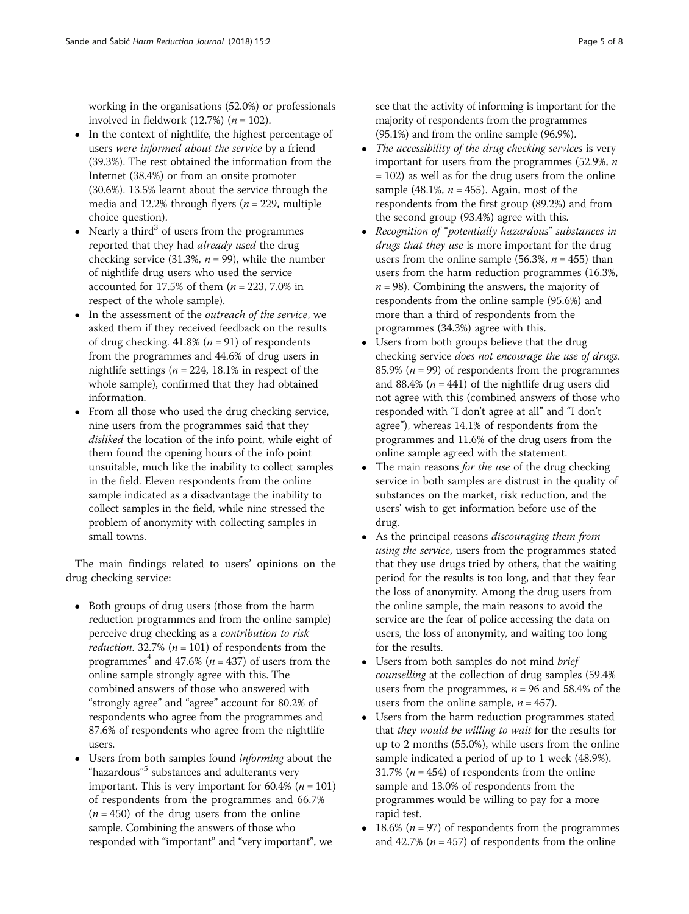working in the organisations (52.0%) or professionals involved in fieldwork (12.7%) ($n$ = 102).

- In the context of nightlife, the highest percentage of users *were informed about the service* by a friend (39.3%). The rest obtained the information from the Internet (38.4%) or from an onsite promoter (30.6%). 13.5% learnt about the service through the media and 12.2% through flyers ($n$ = 229, multiple choice question).
- Nearly a third[3] of users from the programmes reported that they had *already used* the drug checking service (31.3%, $n$ = 99), while the number of nightlife drug users who used the service accounted for 17.5% of them ($n$ = 223, 7.0% in respect of the whole sample).
- In the assessment of the *outreach of the service*, we asked them if they received feedback on the results of drug checking. 41.8% ($n$ = 91) of respondents from the programmes and 44.6% of drug users in nightlife settings ($n$ = 224, 18.1% in respect of the whole sample), confirmed that they had obtained information.
- From all those who used the drug checking service, nine users from the programmes said that they *disliked* the location of the info point, while eight of them found the opening hours of the info point unsuitable, much like the inability to collect samples in the field. Eleven respondents from the online sample indicated as a disadvantage the inability to collect samples in the field, while nine stressed the problem of anonymity with collecting samples in small towns.

The main findings related to users' opinions on the drug checking service:

- Both groups of drug users (those from the harm reduction programmes and from the online sample) perceive drug checking as a *contribution to risk reduction*. 32.7% ($n$ = 101) of respondents from the programmes[4] and 47.6% ($n$ = 437) of users from the online sample strongly agree with this. The combined answers of those who answered with "strongly agree" and "agree" account for 80.2% of respondents who agree from the programmes and 87.6% of respondents who agree from the nightlife users.
- Users from both samples found *informing* about the "hazardous"[5] substances and adulterants very important. This is very important for 60.4% ($n$ = 101) of respondents from the programmes and 66.7% ($n$ = 450) of the drug users from the online sample. Combining the answers of those who responded with "important" and "very important", we see that the activity of informing is important for the majority of respondents from the programmes (95.1%) and from the online sample (96.9%).
- *The accessibility of the drug checking services* is very important for users from the programmes (52.9%, $n$ = 102) as well as for the drug users from the online sample (48.1%, $n$ = 455). Again, most of the respondents from the first group (89.2%) and from the second group (93.4%) agree with this.
- *Recognition of "potentially hazardous" substances in drugs that they use* is more important for the drug users from the online sample (56.3%, $n$ = 455) than users from the harm reduction programmes (16.3%, $n$ = 98). Combining the answers, the majority of respondents from the online sample (95.6%) and more than a third of respondents from the programmes (34.3%) agree with this.
- Users from both groups believe that the drug checking service *does not encourage the use of drugs*. 85.9% ($n$ = 99) of respondents from the programmes and 88.4% ($n$ = 441) of the nightlife drug users did not agree with this (combined answers of those who responded with "I don't agree at all" and "I don't agree"), whereas 14.1% of respondents from the programmes and 11.6% of the drug users from the online sample agreed with the statement.
- The main reasons *for the use* of the drug checking service in both samples are distrust in the quality of substances on the market, risk reduction, and the users' wish to get information before use of the drug.
- As the principal reasons *discouraging them from using the service*, users from the programmes stated that they use drugs tried by others, that the waiting period for the results is too long, and that they fear the loss of anonymity. Among the drug users from the online sample, the main reasons to avoid the service are the fear of police accessing the data on users, the loss of anonymity, and waiting too long for the results.
- Users from both samples do not mind *brief counselling* at the collection of drug samples (59.4% users from the programmes, $n$ = 96 and 58.4% of the users from the online sample, $n$ = 457).
- Users from the harm reduction programmes stated that *they would be willing to wait* for the results for up to 2 months (55.0%), while users from the online sample indicated a period of up to 1 week (48.9%). 31.7% ($n$ = 454) of respondents from the online sample and 13.0% of respondents from the programmes would be willing to pay for a more rapid test.
- 18.6% ($n$ = 97) of respondents from the programmes and 42.7% ($n$ = 457) of respondents from the online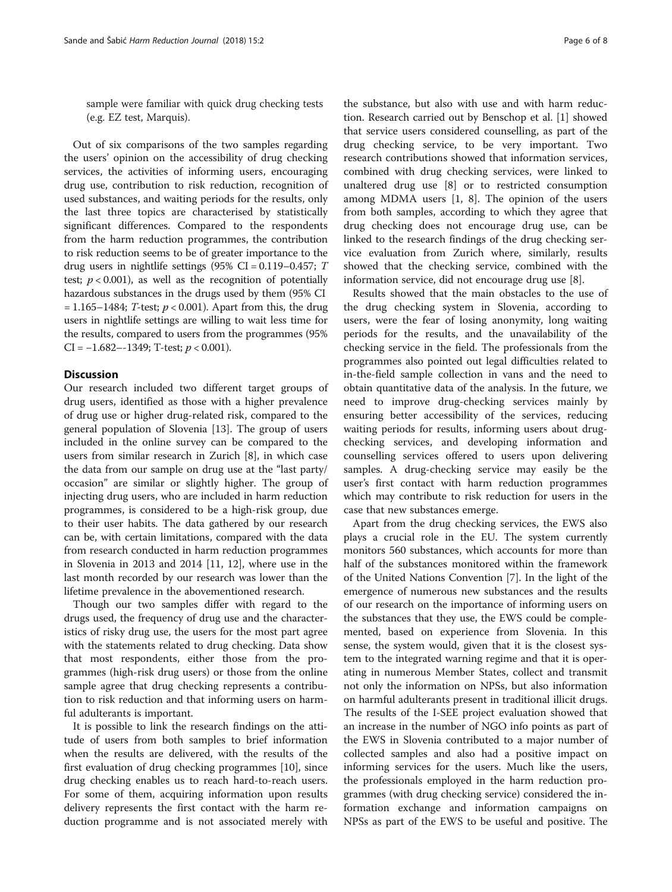sample were familiar with quick drug checking tests (e.g. EZ test, Marquis).

Out of six comparisons of the two samples regarding the users' opinion on the accessibility of drug checking services, the activities of informing users, encouraging drug use, contribution to risk reduction, recognition of used substances, and waiting periods for the results, only the last three topics are characterised by statistically significant differences. Compared to the respondents from the harm reduction programmes, the contribution to risk reduction seems to be of greater importance to the drug users in nightlife settings (95% CI = 0.119–0.457; *T* test; $p < 0.001$), as well as the recognition of potentially hazardous substances in the drugs used by them (95% CI = 1.165–1484; *T*-test; $p < 0.001$). Apart from this, the drug users in nightlife settings are willing to wait less time for the results, compared to users from the programmes (95% CI = −1.682–-1349; T-test; $p < 0.001$).

## Discussion

Our research included two different target groups of drug users, identified as those with a higher prevalence of drug use or higher drug-related risk, compared to the general population of Slovenia [13]. The group of users included in the online survey can be compared to the users from similar research in Zurich [8], in which case the data from our sample on drug use at the "last party/occasion" are similar or slightly higher. The group of injecting drug users, who are included in harm reduction programmes, is considered to be a high-risk group, due to their user habits. The data gathered by our research can be, with certain limitations, compared with the data from research conducted in harm reduction programmes in Slovenia in 2013 and 2014 [11, 12], where use in the last month recorded by our research was lower than the lifetime prevalence in the abovementioned research.

Though our two samples differ with regard to the drugs used, the frequency of drug use and the characteristics of risky drug use, the users for the most part agree with the statements related to drug checking. Data show that most respondents, either those from the programmes (high-risk drug users) or those from the online sample agree that drug checking represents a contribution to risk reduction and that informing users on harmful adulterants is important.

It is possible to link the research findings on the attitude of users from both samples to brief information when the results are delivered, with the results of the first evaluation of drug checking programmes [10], since drug checking enables us to reach hard-to-reach users. For some of them, acquiring information upon results delivery represents the first contact with the harm reduction programme and is not associated merely with the substance, but also with use and with harm reduction. Research carried out by Benschop et al. [1] showed that service users considered counselling, as part of the drug checking service, to be very important. Two research contributions showed that information services, combined with drug checking services, were linked to unaltered drug use [8] or to restricted consumption among MDMA users [1, 8]. The opinion of the users from both samples, according to which they agree that drug checking does not encourage drug use, can be linked to the research findings of the drug checking service evaluation from Zurich where, similarly, results showed that the checking service, combined with the information service, did not encourage drug use [8].

Results showed that the main obstacles to the use of the drug checking system in Slovenia, according to users, were the fear of losing anonymity, long waiting periods for the results, and the unavailability of the checking service in the field. The professionals from the programmes also pointed out legal difficulties related to in-the-field sample collection in vans and the need to obtain quantitative data of the analysis. In the future, we need to improve drug-checking services mainly by ensuring better accessibility of the services, reducing waiting periods for results, informing users about drug-checking services, and developing information and counselling services offered to users upon delivering samples. A drug-checking service may easily be the user's first contact with harm reduction programmes which may contribute to risk reduction for users in the case that new substances emerge.

Apart from the drug checking services, the EWS also plays a crucial role in the EU. The system currently monitors 560 substances, which accounts for more than half of the substances monitored within the framework of the United Nations Convention [7]. In the light of the emergence of numerous new substances and the results of our research on the importance of informing users on the substances that they use, the EWS could be complemented, based on experience from Slovenia. In this sense, the system would, given that it is the closest system to the integrated warning regime and that it is operating in numerous Member States, collect and transmit not only the information on NPSs, but also information on harmful adulterants present in traditional illicit drugs. The results of the I-SEE project evaluation showed that an increase in the number of NGO info points as part of the EWS in Slovenia contributed to a major number of collected samples and also had a positive impact on informing services for the users. Much like the users, the professionals employed in the harm reduction programmes (with drug checking service) considered the information exchange and information campaigns on NPSs as part of the EWS to be useful and positive. The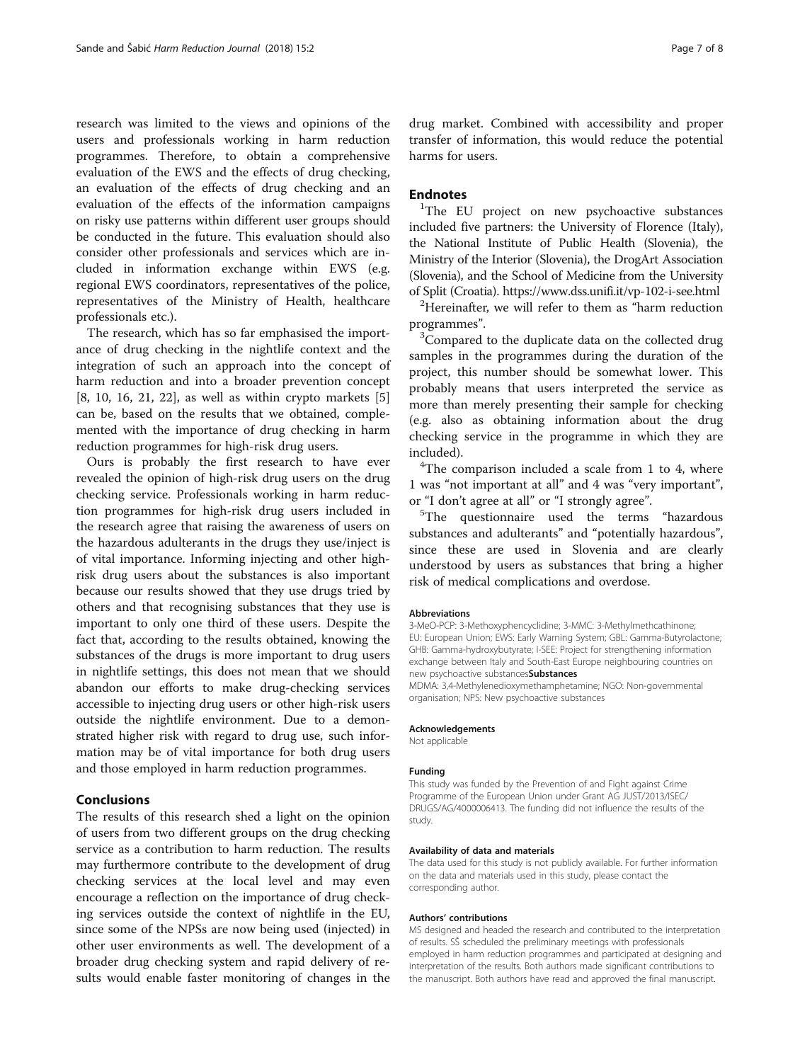research was limited to the views and opinions of the users and professionals working in harm reduction programmes. Therefore, to obtain a comprehensive evaluation of the EWS and the effects of drug checking, an evaluation of the effects of drug checking and an evaluation of the effects of the information campaigns on risky use patterns within different user groups should be conducted in the future. This evaluation should also consider other professionals and services which are included in information exchange within EWS (e.g. regional EWS coordinators, representatives of the police, representatives of the Ministry of Health, healthcare professionals etc.).

The research, which has so far emphasised the importance of drug checking in the nightlife context and the integration of such an approach into the concept of harm reduction and into a broader prevention concept [8, 10, 16, 21, 22], as well as within crypto markets [5] can be, based on the results that we obtained, complemented with the importance of drug checking in harm reduction programmes for high-risk drug users.

Ours is probably the first research to have ever revealed the opinion of high-risk drug users on the drug checking service. Professionals working in harm reduction programmes for high-risk drug users included in the research agree that raising the awareness of users on the hazardous adulterants in the drugs they use/inject is of vital importance. Informing injecting and other high-risk drug users about the substances is also important because our results showed that they use drugs tried by others and that recognising substances that they use is important to only one third of these users. Despite the fact that, according to the results obtained, knowing the substances of the drugs is more important to drug users in nightlife settings, this does not mean that we should abandon our efforts to make drug-checking services accessible to injecting drug users or other high-risk users outside the nightlife environment. Due to a demonstrated higher risk with regard to drug use, such information may be of vital importance for both drug users and those employed in harm reduction programmes.

## Conclusions

The results of this research shed a light on the opinion of users from two different groups on the drug checking service as a contribution to harm reduction. The results may furthermore contribute to the development of drug checking services at the local level and may even encourage a reflection on the importance of drug checking services outside the context of nightlife in the EU, since some of the NPSs are now being used (injected) in other user environments as well. The development of a broader drug checking system and rapid delivery of results would enable faster monitoring of changes in the drug market. Combined with accessibility and proper transfer of information, this would reduce the potential harms for users.

## Endnotes

[1]The EU project on new psychoactive substances included five partners: the University of Florence (Italy), the National Institute of Public Health (Slovenia), the Ministry of the Interior (Slovenia), the DrogArt Association (Slovenia), and the School of Medicine from the University of Split (Croatia). https://www.dss.unifi.it/vp-102-i-see.html

[2]Hereinafter, we will refer to them as "harm reduction programmes".

[3]Compared to the duplicate data on the collected drug samples in the programmes during the duration of the project, this number should be somewhat lower. This probably means that users interpreted the service as more than merely presenting their sample for checking (e.g. also as obtaining information about the drug checking service in the programme in which they are included).

[4]The comparison included a scale from 1 to 4, where 1 was "not important at all" and 4 was "very important", or "I don't agree at all" or "I strongly agree".

[5]The questionnaire used the terms "hazardous substances and adulterants" and "potentially hazardous", since these are used in Slovenia and are clearly understood by users as substances that bring a higher risk of medical complications and overdose.

#### Abbreviations

3-MeO-PCP: 3-Methoxyphencyclidine; 3-MMC: 3-Methylmethcathinone; EU: European Union; EWS: Early Warning System; GBL: Gamma-Butyrolactone; GHB: Gamma-hydroxybutyrate; I-SEE: Project for strengthening information exchange between Italy and South-East Europe neighbouring countries on new psychoactive substances**Substances**

MDMA: 3,4-Methylenedioxymethamphetamine; NGO: Non-governmental organisation; NPS: New psychoactive substances

#### Acknowledgements

Not applicable

#### Funding

This study was funded by the Prevention of and Fight against Crime Programme of the European Union under Grant AG JUST/2013/ISEC/DRUGS/AG/4000006413. The funding did not influence the results of the study.

#### Availability of data and materials

The data used for this study is not publicly available. For further information on the data and materials used in this study, please contact the corresponding author.

#### Authors' contributions

MS designed and headed the research and contributed to the interpretation of results. SŠ scheduled the preliminary meetings with professionals employed in harm reduction programmes and participated at designing and interpretation of the results. Both authors made significant contributions to the manuscript. Both authors have read and approved the final manuscript.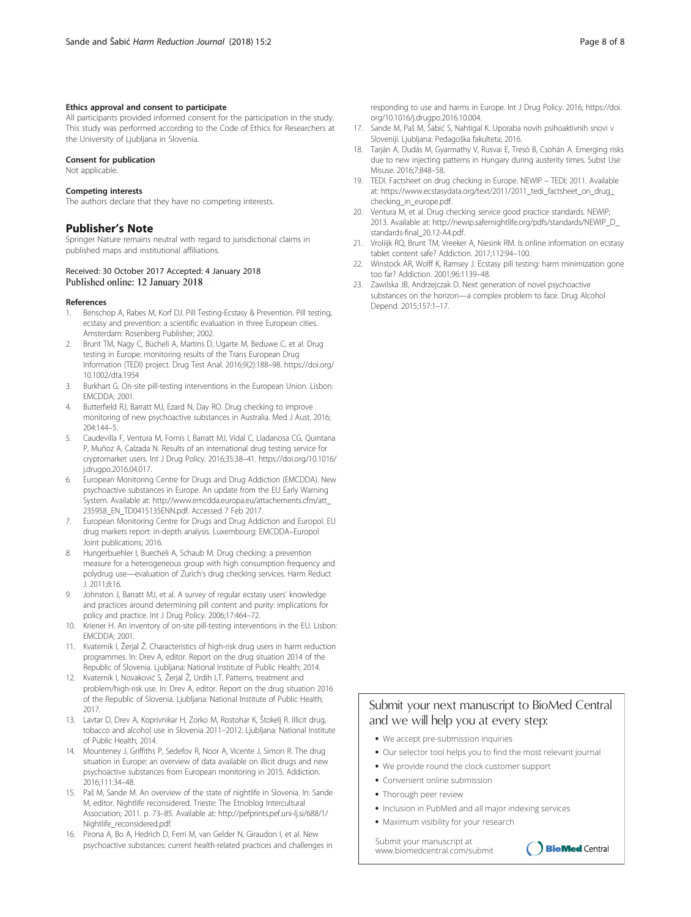#### Ethics approval and consent to participate

All participants provided informed consent for the participation in the study. This study was performed according to the Code of Ethics for Researchers at the University of Ljubljana in Slovenia.

#### Consent for publication

Not applicable.

#### Competing interests

The authors declare that they have no competing interests.

### Publisher's Note

Springer Nature remains neutral with regard to jurisdictional claims in published maps and institutional affiliations.

Received: 30 October 2017 Accepted: 4 January 2018
Published online: 12 January 2018

#### References

1. Benschop A, Rabes M, Korf DJ. Pill Testing-Ecstasy & Prevention. Pill testing, ecstasy and prevention: a scientific evaluation in three European cities. Amsterdam: Rosenberg Publisher; 2002.
2. Brunt TM, Nagy C, Bücheli A, Martins D, Ugarte M, Beduwe C, et al. Drug testing in Europe: monitoring results of the Trans European Drug Information (TEDI) project. Drug Test Anal. 2016;9(2):188–98. https://doi.org/10.1002/dta.1954
3. Burkhart G. On-site pill-testing interventions in the European Union. Lisbon: EMCDDA; 2001.
4. Butterfield RJ, Barratt MJ, Ezard N, Day RO. Drug checking to improve monitoring of new psychoactive substances in Australia. Med J Aust. 2016; 204:144–5.
5. Caudevilla F, Ventura M, Fornís I, Barratt MJ, Vidal C, Lladanosa CG, Quintana P, Muñoz A, Calzada N. Results of an international drug testing service for cryptomarket users. Int J Drug Policy. 2016;35:38–41. https://doi.org/10.1016/j.drugpo.2016.04.017.
6. European Monitoring Centre for Drugs and Drug Addiction (EMCDDA). New psychoactive substances in Europe. An update from the EU Early Warning System. Available at: http://www.emcdda.europa.eu/attachements.cfm/att_235958_EN_TD0415135ENN.pdf. Accessed 7 Feb 2017.
7. European Monitoring Centre for Drugs and Drug Addiction and Europol. EU drug markets report: in-depth analysis. Luxembourg: EMCDDA–Europol Joint publications; 2016.
8. Hungerbuehler I, Buecheli A, Schaub M. Drug checking: a prevention measure for a heterogeneous group with high consumption frequency and polydrug use—evaluation of Zurich's drug checking services. Harm Reduct J. 2011;8:16.
9. Johnston J, Barratt MJ, et al. A survey of regular ecstasy users' knowledge and practices around determining pill content and purity: implications for policy and practice. Int J Drug Policy. 2006;17:464–72.
10. Kriener H. An inventory of on-site pill-testing interventions in the EU. Lisbon: EMCDDA; 2001.
11. Kvaternik I, Žerjal Ž. Characteristics of high-risk drug users in harm reduction programmes. In: Drev A, editor. Report on the drug situation 2014 of the Republic of Slovenia. Ljubljana: National Institute of Public Health; 2014.
12. Kvaternik I, Novaković S, Žerjal Ž, Urdih LT. Patterns, treatment and problem/high-risk use. In: Drev A, editor. Report on the drug situation 2016 of the Republic of Slovenia. Ljubljana: National Institute of Public Health; 2017.
13. Lavtar D, Drev A, Koprivnikar H, Zorko M, Rostohar K, Štokelj R. Illicit drug, tobacco and alcohol use in Slovenia 2011–2012. Ljubljana: National Institute of Public Health; 2014.
14. Mounteney J, Griffiths P, Sedefov R, Noor A, Vicente J, Simon R. The drug situation in Europe: an overview of data available on illicit drugs and new psychoactive substances from European monitoring in 2015. Addiction. 2016;111:34–48.
15. Paš M, Sande M. An overview of the state of nightlife in Slovenia. In: Sande M, editor. Nightlife reconsidered. Trieste: The Etnoblog Intercultural Association; 2011. p. 73–85. Available at: http://pefprints.pef.uni-lj.si/688/1/Nightlife_reconsidered.pdf.
16. Pirona A, Bo A, Hedrich D, Ferri M, van Gelder N, Giraudon I, et al. New psychoactive substances: current health-related practices and challenges in responding to use and harms in Europe. Int J Drug Policy. 2016; https://doi.org/10.1016/j.drugpo.2016.10.004.
17. Sande M, Paš M, Šabić S, Nahtigal K. Uporaba novih psihoaktivnih snovi v Sloveniji. Ljubljana: Pedagoška fakulteta; 2016.
18. Tarján A, Dudás M, Gyarmathy V, Rusvai E, Tresó B, Csohán A. Emerging risks due to new injecting patterns in Hungary during austerity times. Subst Use Misuse. 2016;7:848–58.
19. TEDI. Factsheet on drug checking in Europe. NEWIP – TEDI; 2011. Available at: https://www.ecstasydata.org/text/2011/2011_tedi_factsheet_on_drug_checking_in_europe.pdf.
20. Ventura M, et al. Drug checking service good practice standards. NEWIP; 2013. Available at: http://newip.safernightlife.org/pdfs/standards/NEWIP_D_standards-final_20.12-A4.pdf.
21. Vrolijk RQ, Brunt TM, Vreeker A, Niesink RM. Is online information on ecstasy tablet content safe? Addiction. 2017;112:94–100.
22. Winstock AR, Wolff K, Ramsey J. Ecstasy pill testing: harm minimization gone too far? Addiction. 2001;96:1139–48.
23. Zawilska JB, Andrzejczak D. Next generation of novel psychoactive substances on the horizon—a complex problem to face. Drug Alcohol Depend. 2015;157:1–17.

Submit your next manuscript to BioMed Central and we will help you at every step:

- We accept pre-submission inquiries
- Our selector tool helps you to find the most relevant journal
- We provide round the clock customer support
- Convenient online submission
- Thorough peer review
- Inclusion in PubMed and all major indexing services
- Maximum visibility for your research

Submit your manuscript at www.biomedcentral.com/submit

BioMed Central